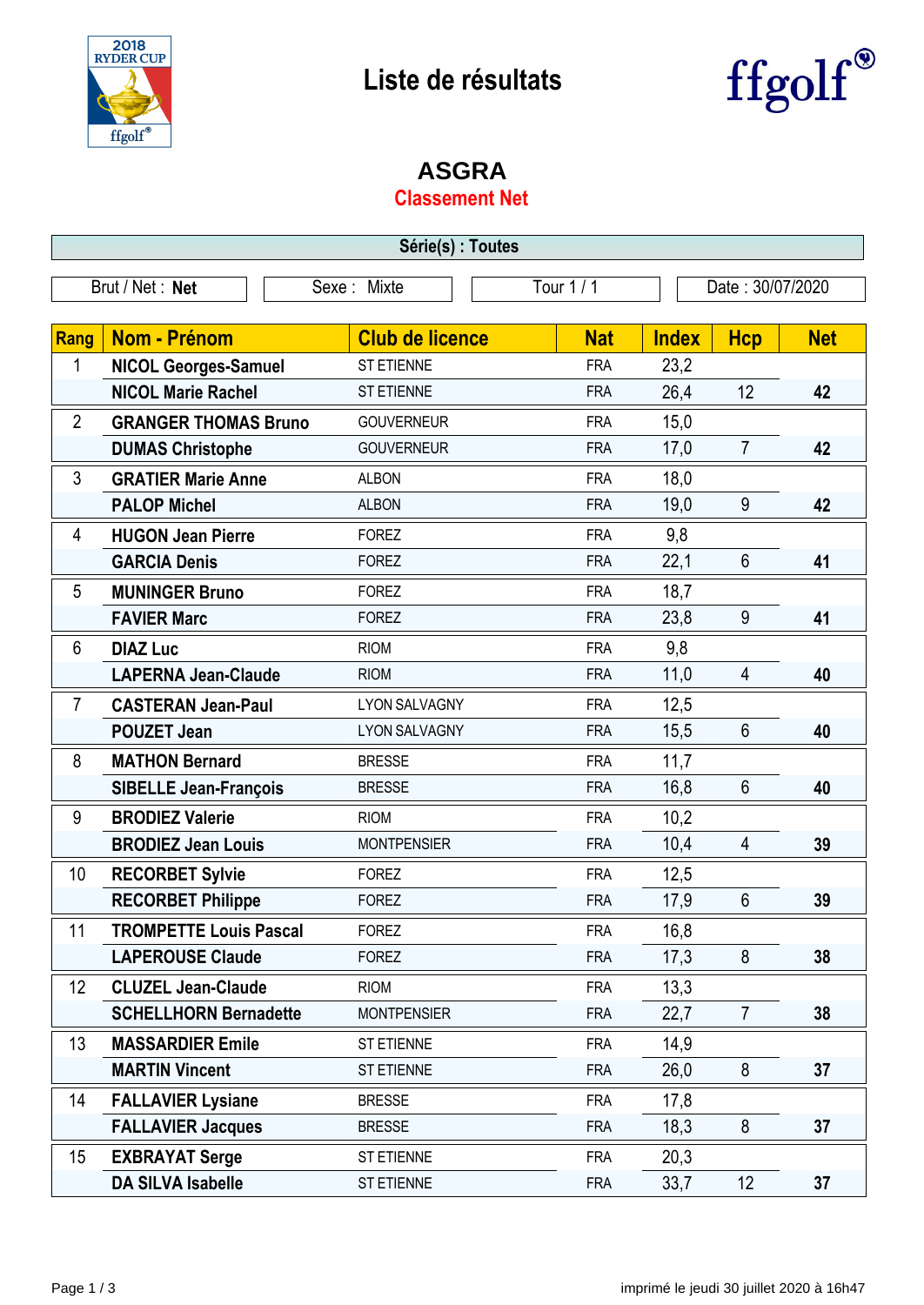# Liste de résultats

## ASGRA

### Classement Net

**Série(s) : Toutes**

| Brut / Net : **Net** | Sexe : Mixte | Tour 1 / 1 | Date : 30/07/2020 |
|---|---|---|---|

| Rang | Nom - Prénom | Club de licence | Nat | Index | Hcp | Net |
|---|---|---|---|---|---|---|
| 1 | **NICOL Georges-Samuel** | ST ETIENNE | FRA | 23,2 | | |
| | **NICOL Marie Rachel** | ST ETIENNE | FRA | 26,4 | 12 | **42** |
| 2 | **GRANGER THOMAS Bruno** | GOUVERNEUR | FRA | 15,0 | | |
| | **DUMAS Christophe** | GOUVERNEUR | FRA | 17,0 | 7 | **42** |
| 3 | **GRATIER Marie Anne** | ALBON | FRA | 18,0 | | |
| | **PALOP Michel** | ALBON | FRA | 19,0 | 9 | **42** |
| 4 | **HUGON Jean Pierre** | FOREZ | FRA | 9,8 | | |
| | **GARCIA Denis** | FOREZ | FRA | 22,1 | 6 | **41** |
| 5 | **MUNINGER Bruno** | FOREZ | FRA | 18,7 | | |
| | **FAVIER Marc** | FOREZ | FRA | 23,8 | 9 | **41** |
| 6 | **DIAZ Luc** | RIOM | FRA | 9,8 | | |
| | **LAPERNA Jean-Claude** | RIOM | FRA | 11,0 | 4 | **40** |
| 7 | **CASTERAN Jean-Paul** | LYON SALVAGNY | FRA | 12,5 | | |
| | **POUZET Jean** | LYON SALVAGNY | FRA | 15,5 | 6 | **40** |
| 8 | **MATHON Bernard** | BRESSE | FRA | 11,7 | | |
| | **SIBELLE Jean-François** | BRESSE | FRA | 16,8 | 6 | **40** |
| 9 | **BRODIEZ Valerie** | RIOM | FRA | 10,2 | | |
| | **BRODIEZ Jean Louis** | MONTPENSIER | FRA | 10,4 | 4 | **39** |
| 10 | **RECORBET Sylvie** | FOREZ | FRA | 12,5 | | |
| | **RECORBET Philippe** | FOREZ | FRA | 17,9 | 6 | **39** |
| 11 | **TROMPETTE Louis Pascal** | FOREZ | FRA | 16,8 | | |
| | **LAPEROUSE Claude** | FOREZ | FRA | 17,3 | 8 | **38** |
| 12 | **CLUZEL Jean-Claude** | RIOM | FRA | 13,3 | | |
| | **SCHELLHORN Bernadette** | MONTPENSIER | FRA | 22,7 | 7 | **38** |
| 13 | **MASSARDIER Emile** | ST ETIENNE | FRA | 14,9 | | |
| | **MARTIN Vincent** | ST ETIENNE | FRA | 26,0 | 8 | **37** |
| 14 | **FALLAVIER Lysiane** | BRESSE | FRA | 17,8 | | |
| | **FALLAVIER Jacques** | BRESSE | FRA | 18,3 | 8 | **37** |
| 15 | **EXBRAYAT Serge** | ST ETIENNE | FRA | 20,3 | | |
| | **DA SILVA Isabelle** | ST ETIENNE | FRA | 33,7 | 12 | **37** |

imprimé le jeudi 30 juillet 2020 à 16h47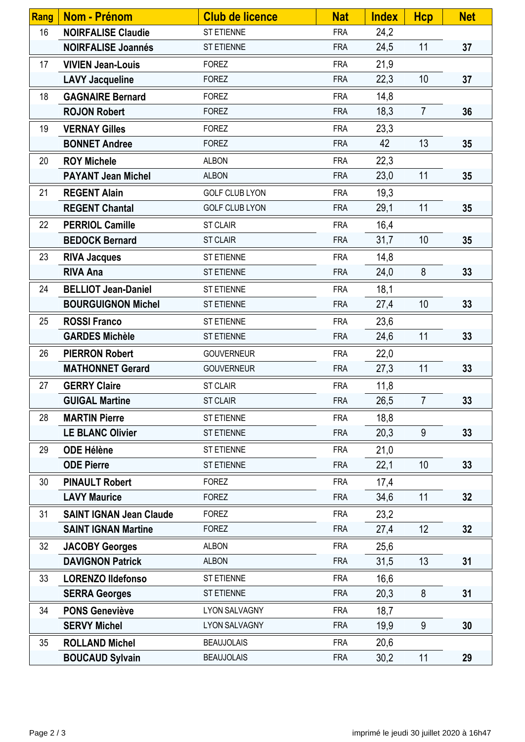| Rang | Nom - Prénom | Club de licence | Nat | Index | Hcp | Net |
|---|---|---|---|---|---|---|
| 16 | **NOIRFALISE Claudie** | ST ETIENNE | FRA | 24,2 | | |
| | **NOIRFALISE Joannés** | ST ETIENNE | FRA | 24,5 | 11 | **37** |
| 17 | **VIVIEN Jean-Louis** | FOREZ | FRA | 21,9 | | |
| | **LAVY Jacqueline** | FOREZ | FRA | 22,3 | 10 | **37** |
| 18 | **GAGNAIRE Bernard** | FOREZ | FRA | 14,8 | | |
| | **ROJON Robert** | FOREZ | FRA | 18,3 | 7 | **36** |
| 19 | **VERNAY Gilles** | FOREZ | FRA | 23,3 | | |
| | **BONNET Andree** | FOREZ | FRA | 42 | 13 | **35** |
| 20 | **ROY Michele** | ALBON | FRA | 22,3 | | |
| | **PAYANT Jean Michel** | ALBON | FRA | 23,0 | 11 | **35** |
| 21 | **REGENT Alain** | GOLF CLUB LYON | FRA | 19,3 | | |
| | **REGENT Chantal** | GOLF CLUB LYON | FRA | 29,1 | 11 | **35** |
| 22 | **PERRIOL Camille** | ST CLAIR | FRA | 16,4 | | |
| | **BEDOCK Bernard** | ST CLAIR | FRA | 31,7 | 10 | **35** |
| 23 | **RIVA Jacques** | ST ETIENNE | FRA | 14,8 | | |
| | **RIVA Ana** | ST ETIENNE | FRA | 24,0 | 8 | **33** |
| 24 | **BELLIOT Jean-Daniel** | ST ETIENNE | FRA | 18,1 | | |
| | **BOURGUIGNON Michel** | ST ETIENNE | FRA | 27,4 | 10 | **33** |
| 25 | **ROSSI Franco** | ST ETIENNE | FRA | 23,6 | | |
| | **GARDES Michèle** | ST ETIENNE | FRA | 24,6 | 11 | **33** |
| 26 | **PIERRON Robert** | GOUVERNEUR | FRA | 22,0 | | |
| | **MATHONNET Gerard** | GOUVERNEUR | FRA | 27,3 | 11 | **33** |
| 27 | **GERRY Claire** | ST CLAIR | FRA | 11,8 | | |
| | **GUIGAL Martine** | ST CLAIR | FRA | 26,5 | 7 | **33** |
| 28 | **MARTIN Pierre** | ST ETIENNE | FRA | 18,8 | | |
| | **LE BLANC Olivier** | ST ETIENNE | FRA | 20,3 | 9 | **33** |
| 29 | **ODE Hélène** | ST ETIENNE | FRA | 21,0 | | |
| | **ODE Pierre** | ST ETIENNE | FRA | 22,1 | 10 | **33** |
| 30 | **PINAULT Robert** | FOREZ | FRA | 17,4 | | |
| | **LAVY Maurice** | FOREZ | FRA | 34,6 | 11 | **32** |
| 31 | **SAINT IGNAN Jean Claude** | FOREZ | FRA | 23,2 | | |
| | **SAINT IGNAN Martine** | FOREZ | FRA | 27,4 | 12 | **32** |
| 32 | **JACOBY Georges** | ALBON | FRA | 25,6 | | |
| | **DAVIGNON Patrick** | ALBON | FRA | 31,5 | 13 | **31** |
| 33 | **LORENZO Ildefonso** | ST ETIENNE | FRA | 16,6 | | |
| | **SERRA Georges** | ST ETIENNE | FRA | 20,3 | 8 | **31** |
| 34 | **PONS Geneviève** | LYON SALVAGNY | FRA | 18,7 | | |
| | **SERVY Michel** | LYON SALVAGNY | FRA | 19,9 | 9 | **30** |
| 35 | **ROLLAND Michel** | BEAUJOLAIS | FRA | 20,6 | | |
| | **BOUCAUD Sylvain** | BEAUJOLAIS | FRA | 30,2 | 11 | **29** |

imprimé le jeudi 30 juillet 2020 à 16h47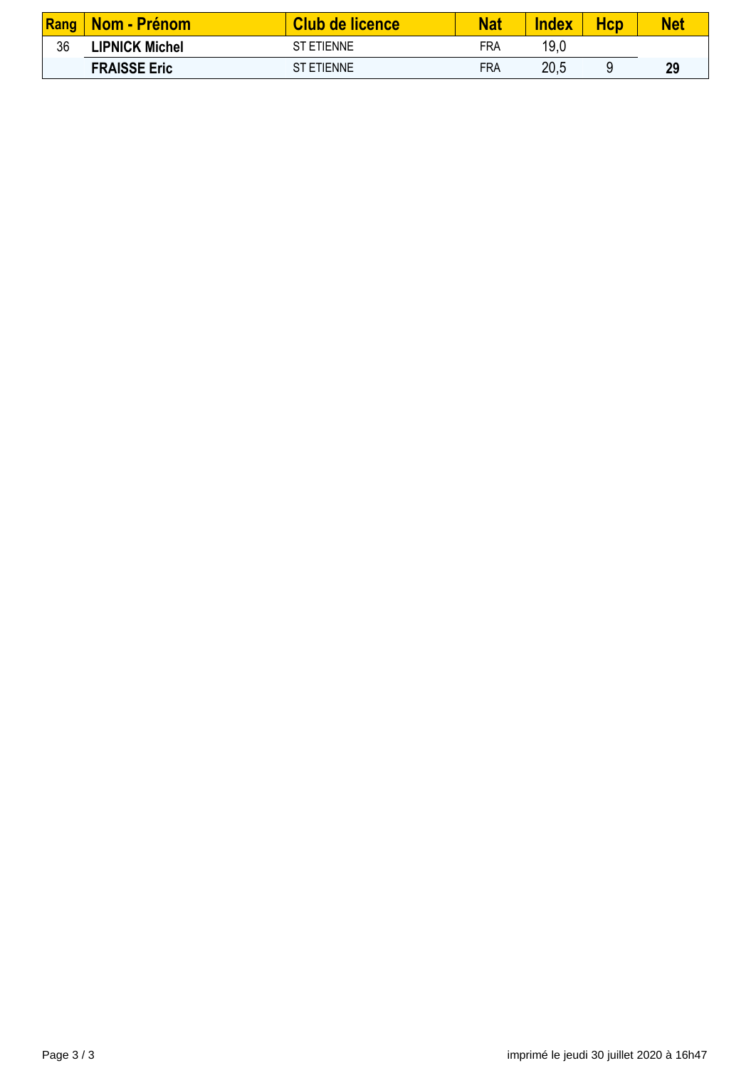| Rang | Nom - Prénom | Club de licence | Nat | Index | Hcp | Net |
|---|---|---|---|---|---|---|
| 36 | **LIPNICK Michel** | ST ETIENNE | FRA | 19,0 | | |
| | **FRAISSE Eric** | ST ETIENNE | FRA | 20,5 | 9 | **29** |

imprimé le jeudi 30 juillet 2020 à 16h47